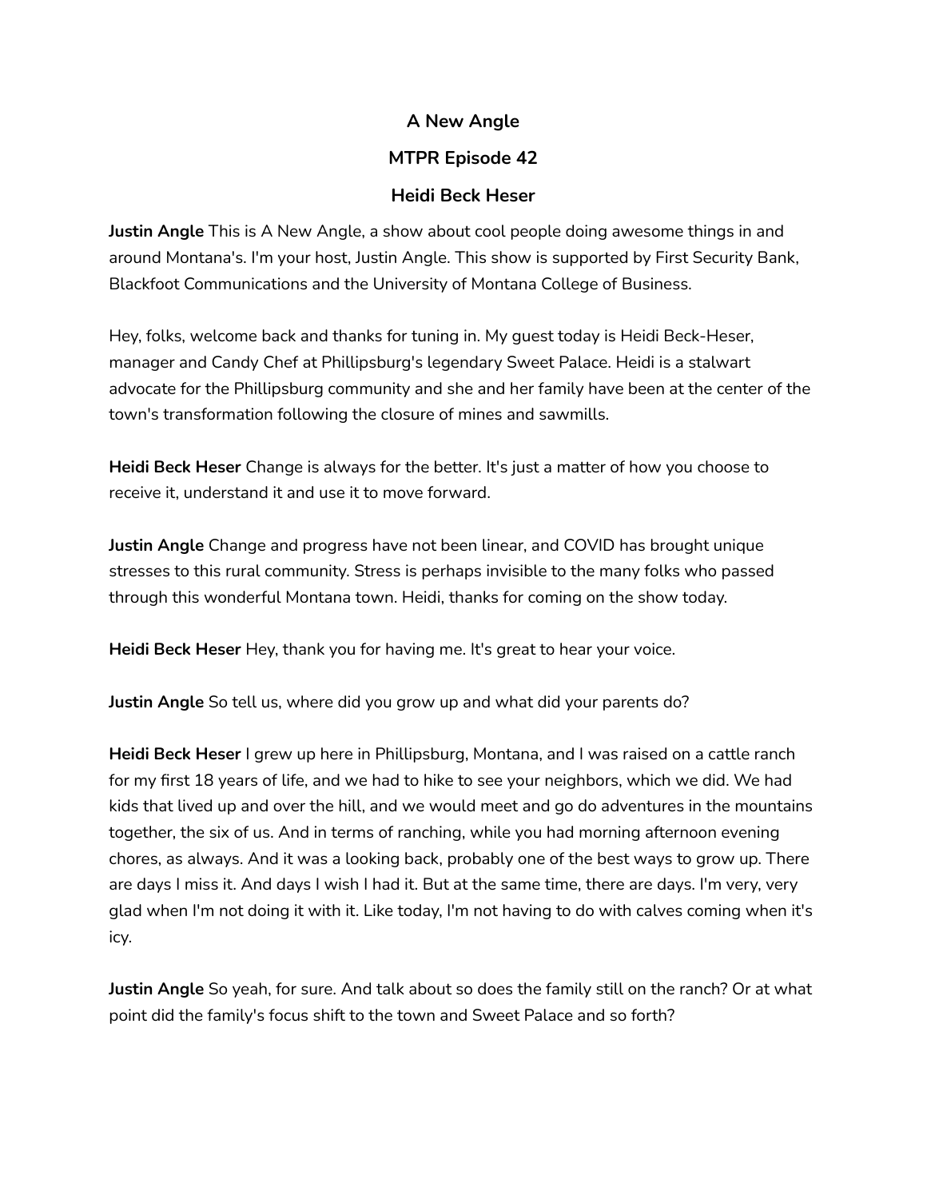**A New Angle**

**MTPR Episode 42**

**Heidi Beck Heser**

**Justin Angle** This is A New Angle, a show about cool people doing awesome things in and around Montana's. I'm your host, Justin Angle. This show is supported by First Security Bank, Blackfoot Communications and the University of Montana College of Business.

Hey, folks, welcome back and thanks for tuning in. My guest today is Heidi Beck-Heser, manager and Candy Chef at Phillipsburg's legendary Sweet Palace. Heidi is a stalwart advocate for the Phillipsburg community and she and her family have been at the center of the town's transformation following the closure of mines and sawmills.

**Heidi Beck Heser** Change is always for the better. It's just a matter of how you choose to receive it, understand it and use it to move forward.

**Justin Angle** Change and progress have not been linear, and COVID has brought unique stresses to this rural community. Stress is perhaps invisible to the many folks who passed through this wonderful Montana town. Heidi, thanks for coming on the show today.

**Heidi Beck Heser** Hey, thank you for having me. It's great to hear your voice.

**Justin Angle** So tell us, where did you grow up and what did your parents do?

**Heidi Beck Heser** I grew up here in Phillipsburg, Montana, and I was raised on a cattle ranch for my first 18 years of life, and we had to hike to see your neighbors, which we did. We had kids that lived up and over the hill, and we would meet and go do adventures in the mountains together, the six of us. And in terms of ranching, while you had morning afternoon evening chores, as always. And it was a looking back, probably one of the best ways to grow up. There are days I miss it. And days I wish I had it. But at the same time, there are days. I'm very, very glad when I'm not doing it with it. Like today, I'm not having to do with calves coming when it's icy.

**Justin Angle** So yeah, for sure. And talk about so does the family still on the ranch? Or at what point did the family's focus shift to the town and Sweet Palace and so forth?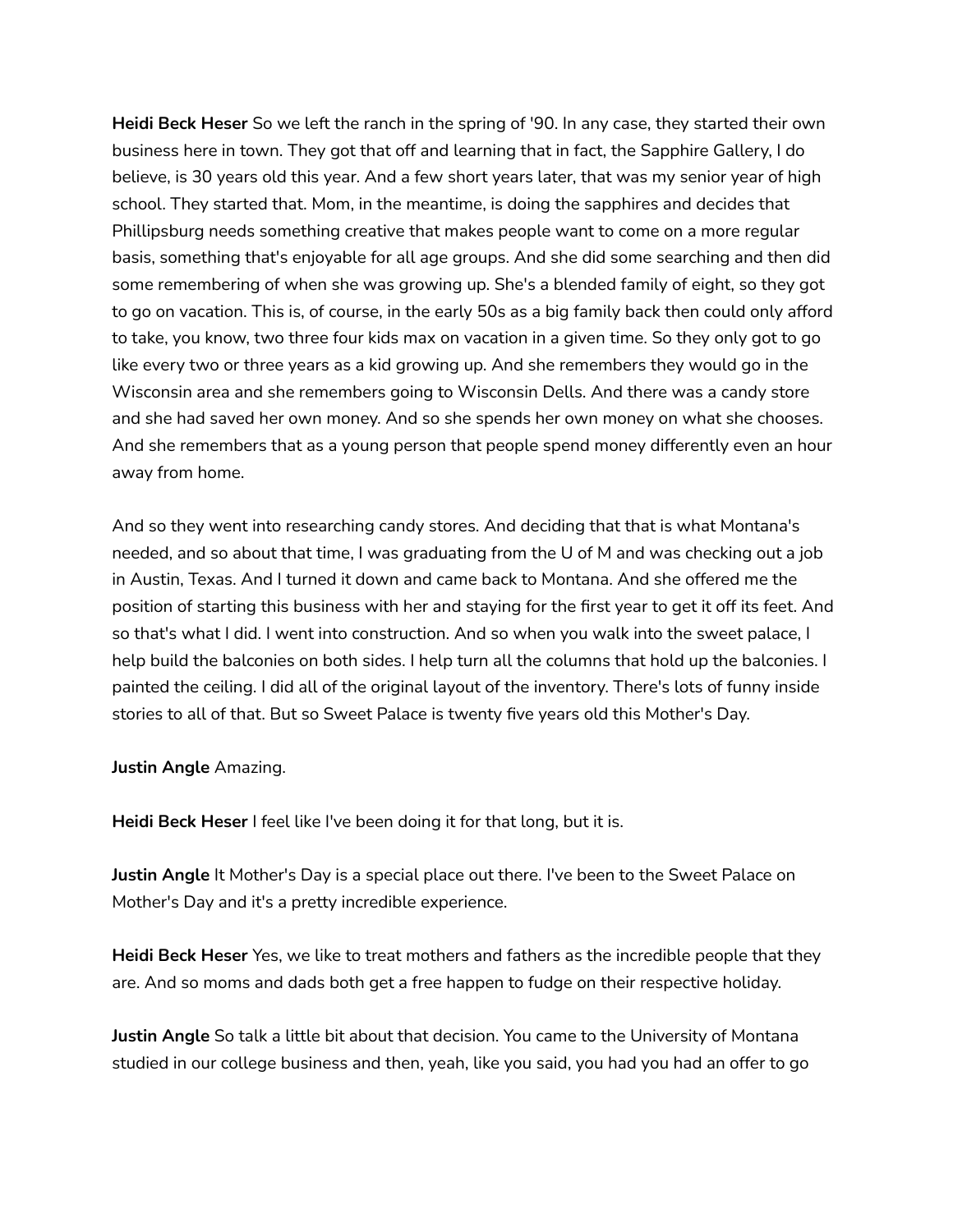**Heidi Beck Heser** So we left the ranch in the spring of '90. In any case, they started their own business here in town. They got that off and learning that in fact, the Sapphire Gallery, I do believe, is 30 years old this year. And a few short years later, that was my senior year of high school. They started that. Mom, in the meantime, is doing the sapphires and decides that Phillipsburg needs something creative that makes people want to come on a more regular basis, something that's enjoyable for all age groups. And she did some searching and then did some remembering of when she was growing up. She's a blended family of eight, so they got to go on vacation. This is, of course, in the early 50s as a big family back then could only afford to take, you know, two three four kids max on vacation in a given time. So they only got to go like every two or three years as a kid growing up. And she remembers they would go in the Wisconsin area and she remembers going to Wisconsin Dells. And there was a candy store and she had saved her own money. And so she spends her own money on what she chooses. And she remembers that as a young person that people spend money differently even an hour away from home.

And so they went into researching candy stores. And deciding that that is what Montana's needed, and so about that time, I was graduating from the U of M and was checking out a job in Austin, Texas. And I turned it down and came back to Montana. And she offered me the position of starting this business with her and staying for the first year to get it off its feet. And so that's what I did. I went into construction. And so when you walk into the sweet palace, I help build the balconies on both sides. I help turn all the columns that hold up the balconies. I painted the ceiling. I did all of the original layout of the inventory. There's lots of funny inside stories to all of that. But so Sweet Palace is twenty five years old this Mother's Day.

**Justin Angle** Amazing.

**Heidi Beck Heser** I feel like I've been doing it for that long, but it is.

**Justin Angle** It Mother's Day is a special place out there. I've been to the Sweet Palace on Mother's Day and it's a pretty incredible experience.

**Heidi Beck Heser** Yes, we like to treat mothers and fathers as the incredible people that they are. And so moms and dads both get a free happen to fudge on their respective holiday.

**Justin Angle** So talk a little bit about that decision. You came to the University of Montana studied in our college business and then, yeah, like you said, you had you had an offer to go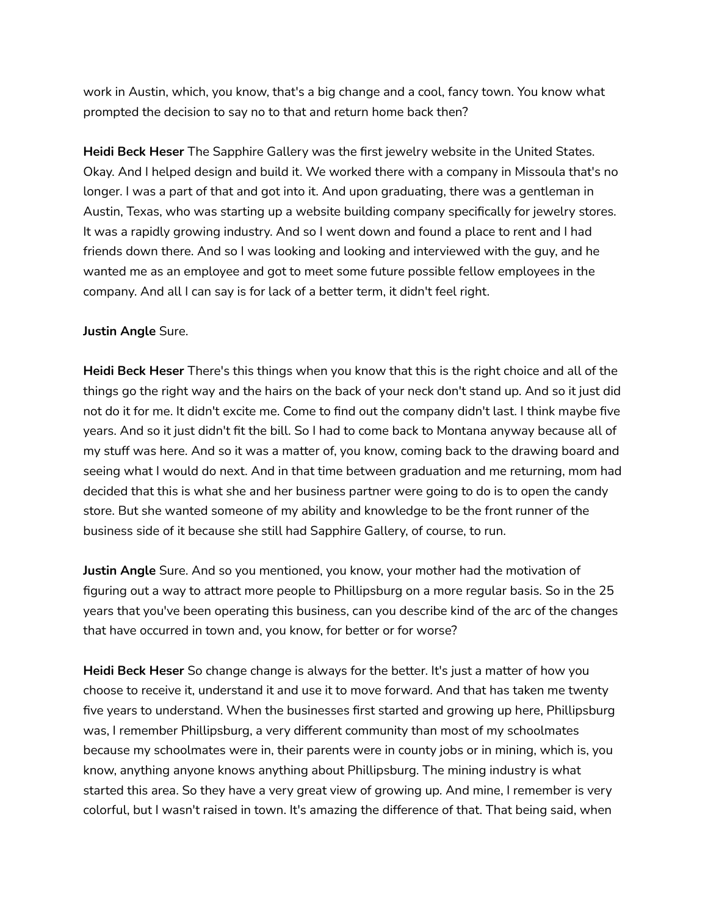work in Austin, which, you know, that's a big change and a cool, fancy town. You know what prompted the decision to say no to that and return home back then?

**Heidi Beck Heser** The Sapphire Gallery was the first jewelry website in the United States. Okay. And I helped design and build it. We worked there with a company in Missoula that's no longer. I was a part of that and got into it. And upon graduating, there was a gentleman in Austin, Texas, who was starting up a website building company specifically for jewelry stores. It was a rapidly growing industry. And so I went down and found a place to rent and I had friends down there. And so I was looking and looking and interviewed with the guy, and he wanted me as an employee and got to meet some future possible fellow employees in the company. And all I can say is for lack of a better term, it didn't feel right.

**Justin Angle** Sure.

**Heidi Beck Heser** There's this things when you know that this is the right choice and all of the things go the right way and the hairs on the back of your neck don't stand up. And so it just did not do it for me. It didn't excite me. Come to find out the company didn't last. I think maybe five years. And so it just didn't fit the bill. So I had to come back to Montana anyway because all of my stuff was here. And so it was a matter of, you know, coming back to the drawing board and seeing what I would do next. And in that time between graduation and me returning, mom had decided that this is what she and her business partner were going to do is to open the candy store. But she wanted someone of my ability and knowledge to be the front runner of the business side of it because she still had Sapphire Gallery, of course, to run.

**Justin Angle** Sure. And so you mentioned, you know, your mother had the motivation of figuring out a way to attract more people to Phillipsburg on a more regular basis. So in the 25 years that you've been operating this business, can you describe kind of the arc of the changes that have occurred in town and, you know, for better or for worse?

**Heidi Beck Heser** So change change is always for the better. It's just a matter of how you choose to receive it, understand it and use it to move forward. And that has taken me twenty five years to understand. When the businesses first started and growing up here, Phillipsburg was, I remember Phillipsburg, a very different community than most of my schoolmates because my schoolmates were in, their parents were in county jobs or in mining, which is, you know, anything anyone knows anything about Phillipsburg. The mining industry is what started this area. So they have a very great view of growing up. And mine, I remember is very colorful, but I wasn't raised in town. It's amazing the difference of that. That being said, when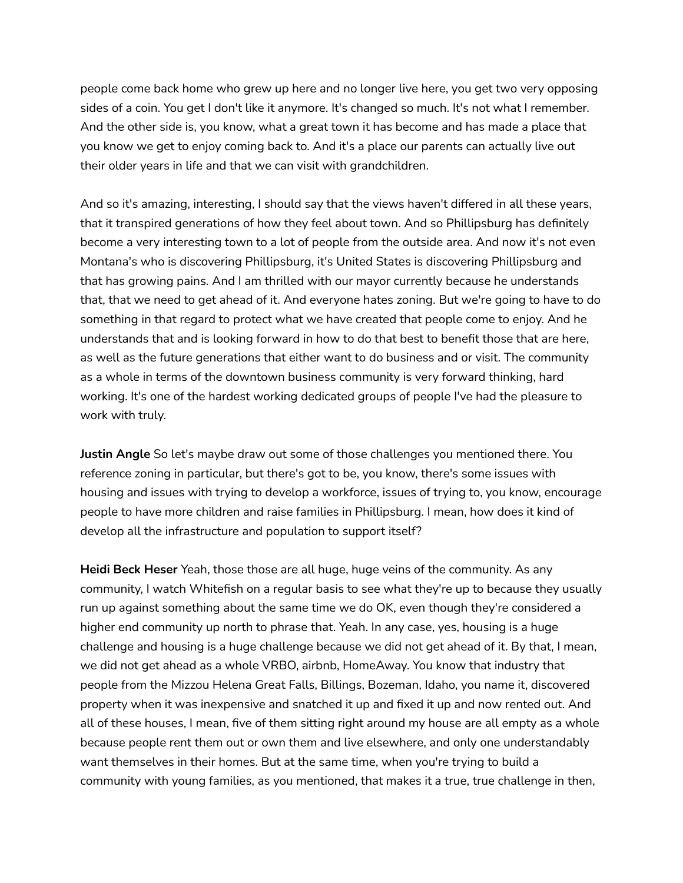people come back home who grew up here and no longer live here, you get two very opposing sides of a coin. You get I don't like it anymore. It's changed so much. It's not what I remember. And the other side is, you know, what a great town it has become and has made a place that you know we get to enjoy coming back to. And it's a place our parents can actually live out their older years in life and that we can visit with grandchildren.

And so it's amazing, interesting, I should say that the views haven't differed in all these years, that it transpired generations of how they feel about town. And so Phillipsburg has definitely become a very interesting town to a lot of people from the outside area. And now it's not even Montana's who is discovering Phillipsburg, it's United States is discovering Phillipsburg and that has growing pains. And I am thrilled with our mayor currently because he understands that, that we need to get ahead of it. And everyone hates zoning. But we're going to have to do something in that regard to protect what we have created that people come to enjoy. And he understands that and is looking forward in how to do that best to benefit those that are here, as well as the future generations that either want to do business and or visit. The community as a whole in terms of the downtown business community is very forward thinking, hard working. It's one of the hardest working dedicated groups of people I've had the pleasure to work with truly.

**Justin Angle** So let's maybe draw out some of those challenges you mentioned there. You reference zoning in particular, but there's got to be, you know, there's some issues with housing and issues with trying to develop a workforce, issues of trying to, you know, encourage people to have more children and raise families in Phillipsburg. I mean, how does it kind of develop all the infrastructure and population to support itself?

**Heidi Beck Heser** Yeah, those those are all huge, huge veins of the community. As any community, I watch Whitefish on a regular basis to see what they're up to because they usually run up against something about the same time we do OK, even though they're considered a higher end community up north to phrase that. Yeah. In any case, yes, housing is a huge challenge and housing is a huge challenge because we did not get ahead of it. By that, I mean, we did not get ahead as a whole VRBO, airbnb, HomeAway. You know that industry that people from the Mizzou Helena Great Falls, Billings, Bozeman, Idaho, you name it, discovered property when it was inexpensive and snatched it up and fixed it up and now rented out. And all of these houses, I mean, five of them sitting right around my house are all empty as a whole because people rent them out or own them and live elsewhere, and only one understandably want themselves in their homes. But at the same time, when you're trying to build a community with young families, as you mentioned, that makes it a true, true challenge in then,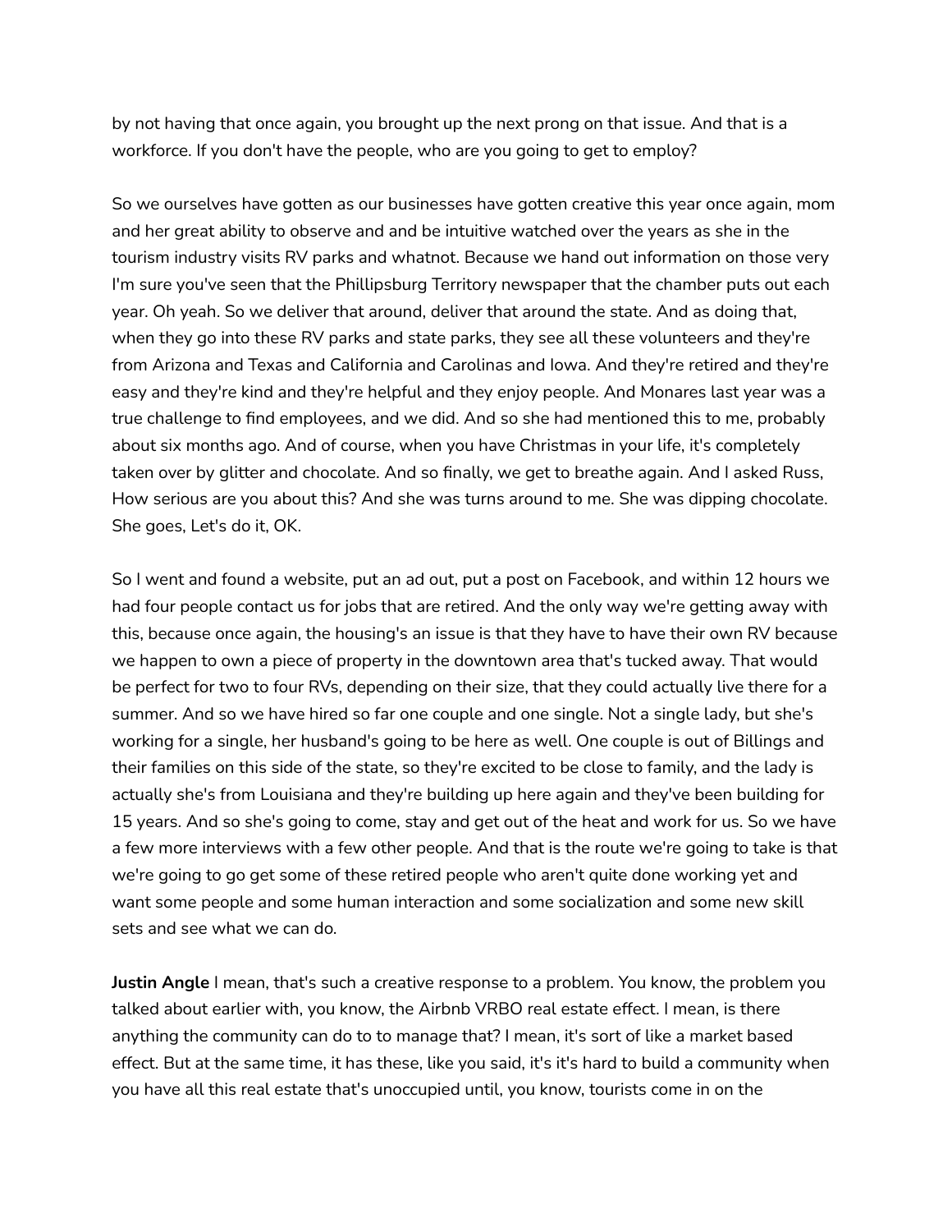by not having that once again, you brought up the next prong on that issue. And that is a workforce. If you don't have the people, who are you going to get to employ?

So we ourselves have gotten as our businesses have gotten creative this year once again, mom and her great ability to observe and and be intuitive watched over the years as she in the tourism industry visits RV parks and whatnot. Because we hand out information on those very I'm sure you've seen that the Phillipsburg Territory newspaper that the chamber puts out each year. Oh yeah. So we deliver that around, deliver that around the state. And as doing that, when they go into these RV parks and state parks, they see all these volunteers and they're from Arizona and Texas and California and Carolinas and Iowa. And they're retired and they're easy and they're kind and they're helpful and they enjoy people. And Monares last year was a true challenge to find employees, and we did. And so she had mentioned this to me, probably about six months ago. And of course, when you have Christmas in your life, it's completely taken over by glitter and chocolate. And so finally, we get to breathe again. And I asked Russ, How serious are you about this? And she was turns around to me. She was dipping chocolate. She goes, Let's do it, OK.

So I went and found a website, put an ad out, put a post on Facebook, and within 12 hours we had four people contact us for jobs that are retired. And the only way we're getting away with this, because once again, the housing's an issue is that they have to have their own RV because we happen to own a piece of property in the downtown area that's tucked away. That would be perfect for two to four RVs, depending on their size, that they could actually live there for a summer. And so we have hired so far one couple and one single. Not a single lady, but she's working for a single, her husband's going to be here as well. One couple is out of Billings and their families on this side of the state, so they're excited to be close to family, and the lady is actually she's from Louisiana and they're building up here again and they've been building for 15 years. And so she's going to come, stay and get out of the heat and work for us. So we have a few more interviews with a few other people. And that is the route we're going to take is that we're going to go get some of these retired people who aren't quite done working yet and want some people and some human interaction and some socialization and some new skill sets and see what we can do.

**Justin Angle** I mean, that's such a creative response to a problem. You know, the problem you talked about earlier with, you know, the Airbnb VRBO real estate effect. I mean, is there anything the community can do to to manage that? I mean, it's sort of like a market based effect. But at the same time, it has these, like you said, it's it's hard to build a community when you have all this real estate that's unoccupied until, you know, tourists come in on the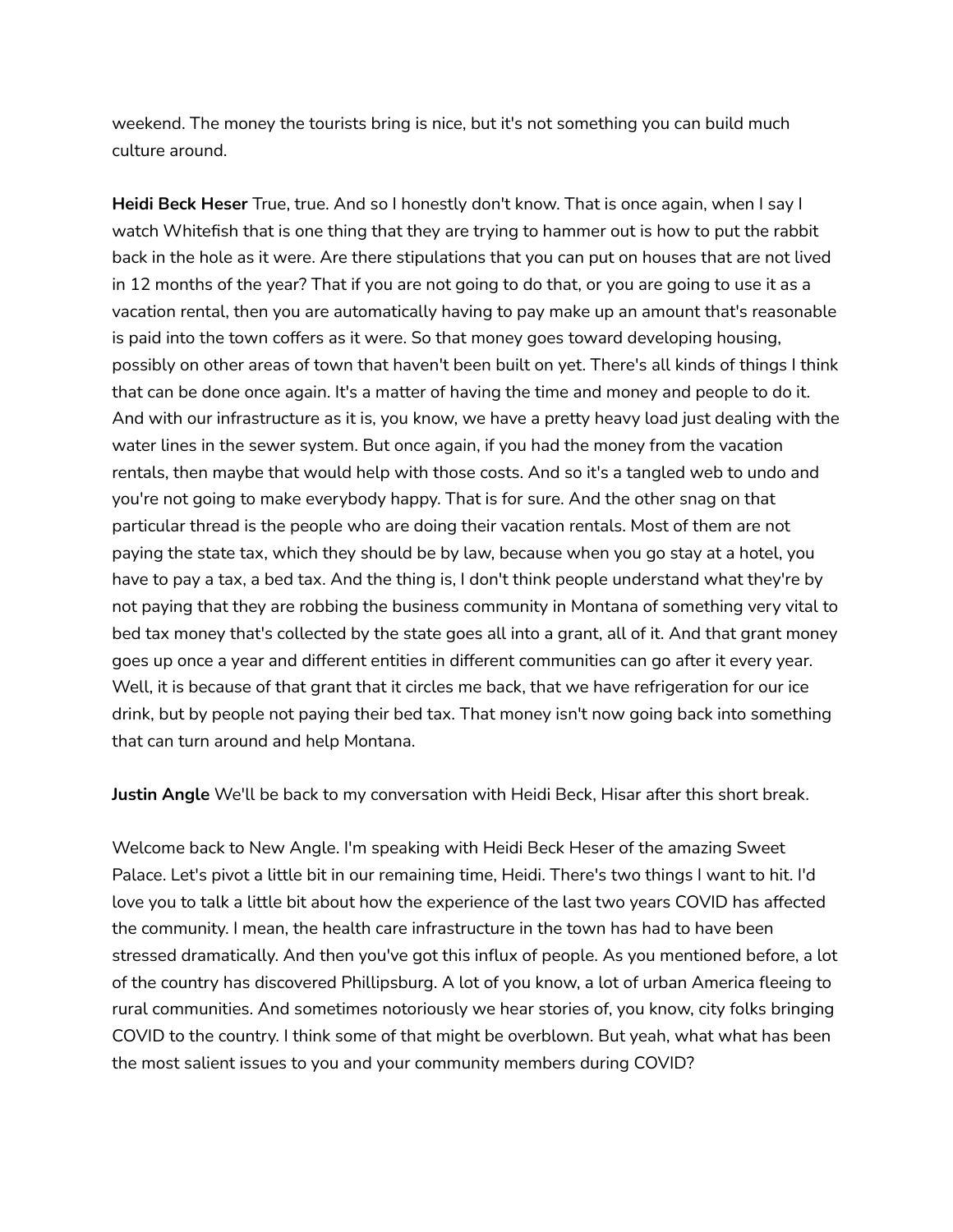weekend. The money the tourists bring is nice, but it's not something you can build much culture around.

**Heidi Beck Heser** True, true. And so I honestly don't know. That is once again, when I say I watch Whitefish that is one thing that they are trying to hammer out is how to put the rabbit back in the hole as it were. Are there stipulations that you can put on houses that are not lived in 12 months of the year? That if you are not going to do that, or you are going to use it as a vacation rental, then you are automatically having to pay make up an amount that's reasonable is paid into the town coffers as it were. So that money goes toward developing housing, possibly on other areas of town that haven't been built on yet. There's all kinds of things I think that can be done once again. It's a matter of having the time and money and people to do it. And with our infrastructure as it is, you know, we have a pretty heavy load just dealing with the water lines in the sewer system. But once again, if you had the money from the vacation rentals, then maybe that would help with those costs. And so it's a tangled web to undo and you're not going to make everybody happy. That is for sure. And the other snag on that particular thread is the people who are doing their vacation rentals. Most of them are not paying the state tax, which they should be by law, because when you go stay at a hotel, you have to pay a tax, a bed tax. And the thing is, I don't think people understand what they're by not paying that they are robbing the business community in Montana of something very vital to bed tax money that's collected by the state goes all into a grant, all of it. And that grant money goes up once a year and different entities in different communities can go after it every year. Well, it is because of that grant that it circles me back, that we have refrigeration for our ice drink, but by people not paying their bed tax. That money isn't now going back into something that can turn around and help Montana.

**Justin Angle** We'll be back to my conversation with Heidi Beck, Hisar after this short break.

Welcome back to New Angle. I'm speaking with Heidi Beck Heser of the amazing Sweet Palace. Let's pivot a little bit in our remaining time, Heidi. There's two things I want to hit. I'd love you to talk a little bit about how the experience of the last two years COVID has affected the community. I mean, the health care infrastructure in the town has had to have been stressed dramatically. And then you've got this influx of people. As you mentioned before, a lot of the country has discovered Phillipsburg. A lot of you know, a lot of urban America fleeing to rural communities. And sometimes notoriously we hear stories of, you know, city folks bringing COVID to the country. I think some of that might be overblown. But yeah, what what has been the most salient issues to you and your community members during COVID?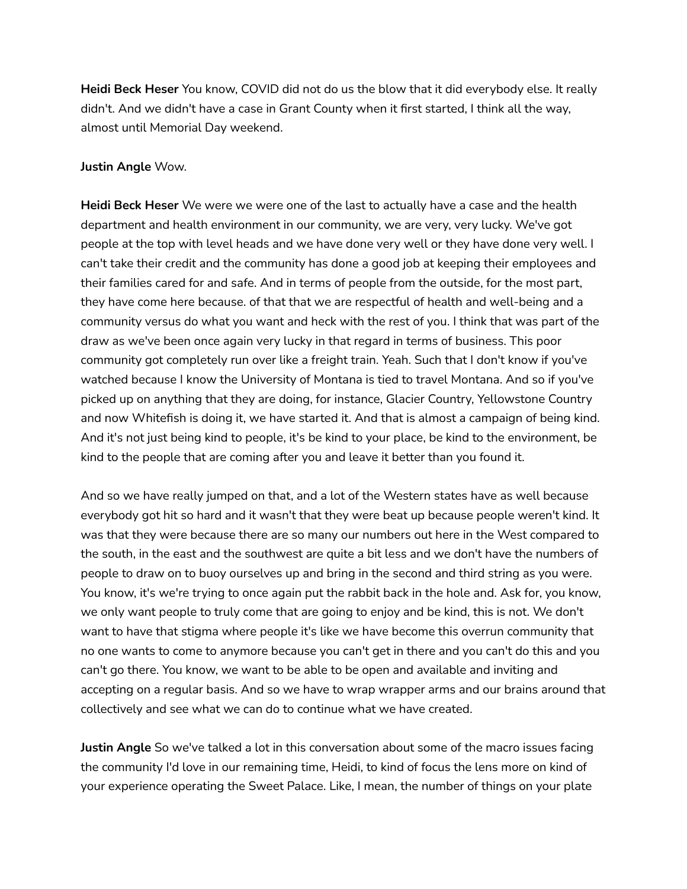**Heidi Beck Heser** You know, COVID did not do us the blow that it did everybody else. It really didn't. And we didn't have a case in Grant County when it first started, I think all the way, almost until Memorial Day weekend.

**Justin Angle** Wow.

**Heidi Beck Heser** We were we were one of the last to actually have a case and the health department and health environment in our community, we are very, very lucky. We've got people at the top with level heads and we have done very well or they have done very well. I can't take their credit and the community has done a good job at keeping their employees and their families cared for and safe. And in terms of people from the outside, for the most part, they have come here because. of that that we are respectful of health and well-being and a community versus do what you want and heck with the rest of you. I think that was part of the draw as we've been once again very lucky in that regard in terms of business. This poor community got completely run over like a freight train. Yeah. Such that I don't know if you've watched because I know the University of Montana is tied to travel Montana. And so if you've picked up on anything that they are doing, for instance, Glacier Country, Yellowstone Country and now Whitefish is doing it, we have started it. And that is almost a campaign of being kind. And it's not just being kind to people, it's be kind to your place, be kind to the environment, be kind to the people that are coming after you and leave it better than you found it.

And so we have really jumped on that, and a lot of the Western states have as well because everybody got hit so hard and it wasn't that they were beat up because people weren't kind. It was that they were because there are so many our numbers out here in the West compared to the south, in the east and the southwest are quite a bit less and we don't have the numbers of people to draw on to buoy ourselves up and bring in the second and third string as you were. You know, it's we're trying to once again put the rabbit back in the hole and. Ask for, you know, we only want people to truly come that are going to enjoy and be kind, this is not. We don't want to have that stigma where people it's like we have become this overrun community that no one wants to come to anymore because you can't get in there and you can't do this and you can't go there. You know, we want to be able to be open and available and inviting and accepting on a regular basis. And so we have to wrap wrapper arms and our brains around that collectively and see what we can do to continue what we have created.

**Justin Angle** So we've talked a lot in this conversation about some of the macro issues facing the community I'd love in our remaining time, Heidi, to kind of focus the lens more on kind of your experience operating the Sweet Palace. Like, I mean, the number of things on your plate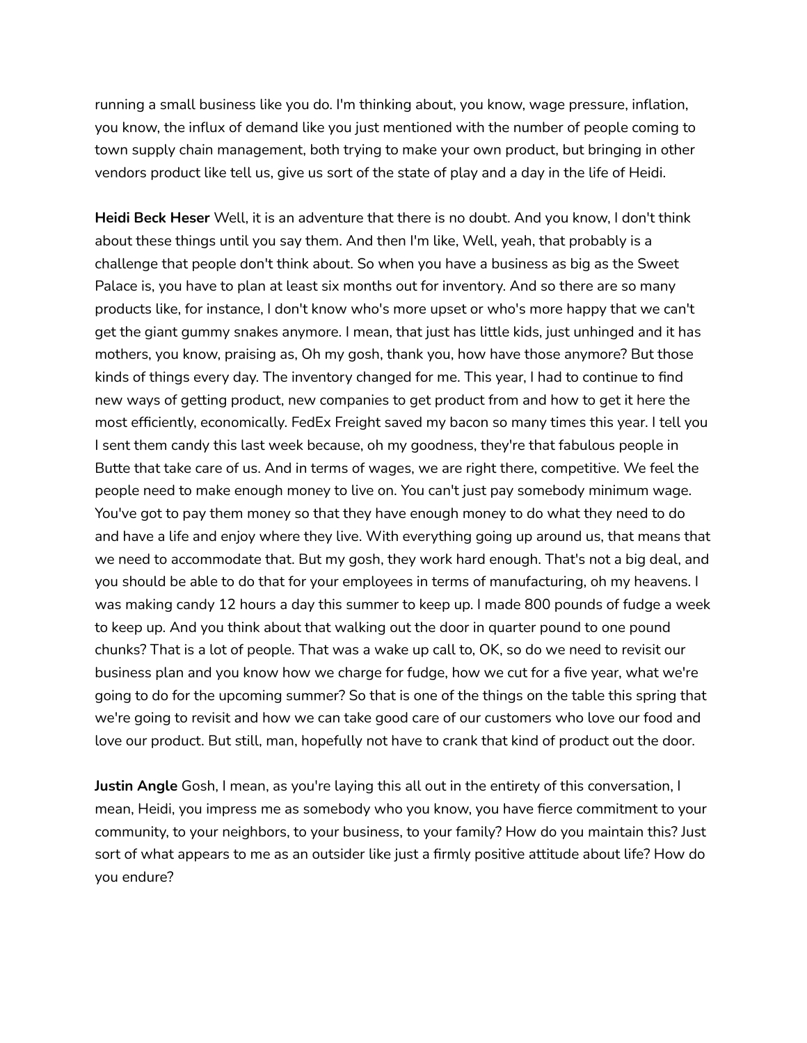running a small business like you do. I'm thinking about, you know, wage pressure, inflation, you know, the influx of demand like you just mentioned with the number of people coming to town supply chain management, both trying to make your own product, but bringing in other vendors product like tell us, give us sort of the state of play and a day in the life of Heidi.

**Heidi Beck Heser** Well, it is an adventure that there is no doubt. And you know, I don't think about these things until you say them. And then I'm like, Well, yeah, that probably is a challenge that people don't think about. So when you have a business as big as the Sweet Palace is, you have to plan at least six months out for inventory. And so there are so many products like, for instance, I don't know who's more upset or who's more happy that we can't get the giant gummy snakes anymore. I mean, that just has little kids, just unhinged and it has mothers, you know, praising as, Oh my gosh, thank you, how have those anymore? But those kinds of things every day. The inventory changed for me. This year, I had to continue to find new ways of getting product, new companies to get product from and how to get it here the most efficiently, economically. FedEx Freight saved my bacon so many times this year. I tell you I sent them candy this last week because, oh my goodness, they're that fabulous people in Butte that take care of us. And in terms of wages, we are right there, competitive. We feel the people need to make enough money to live on. You can't just pay somebody minimum wage. You've got to pay them money so that they have enough money to do what they need to do and have a life and enjoy where they live. With everything going up around us, that means that we need to accommodate that. But my gosh, they work hard enough. That's not a big deal, and you should be able to do that for your employees in terms of manufacturing, oh my heavens. I was making candy 12 hours a day this summer to keep up. I made 800 pounds of fudge a week to keep up. And you think about that walking out the door in quarter pound to one pound chunks? That is a lot of people. That was a wake up call to, OK, so do we need to revisit our business plan and you know how we charge for fudge, how we cut for a five year, what we're going to do for the upcoming summer? So that is one of the things on the table this spring that we're going to revisit and how we can take good care of our customers who love our food and love our product. But still, man, hopefully not have to crank that kind of product out the door.

**Justin Angle** Gosh, I mean, as you're laying this all out in the entirety of this conversation, I mean, Heidi, you impress me as somebody who you know, you have fierce commitment to your community, to your neighbors, to your business, to your family? How do you maintain this? Just sort of what appears to me as an outsider like just a firmly positive attitude about life? How do you endure?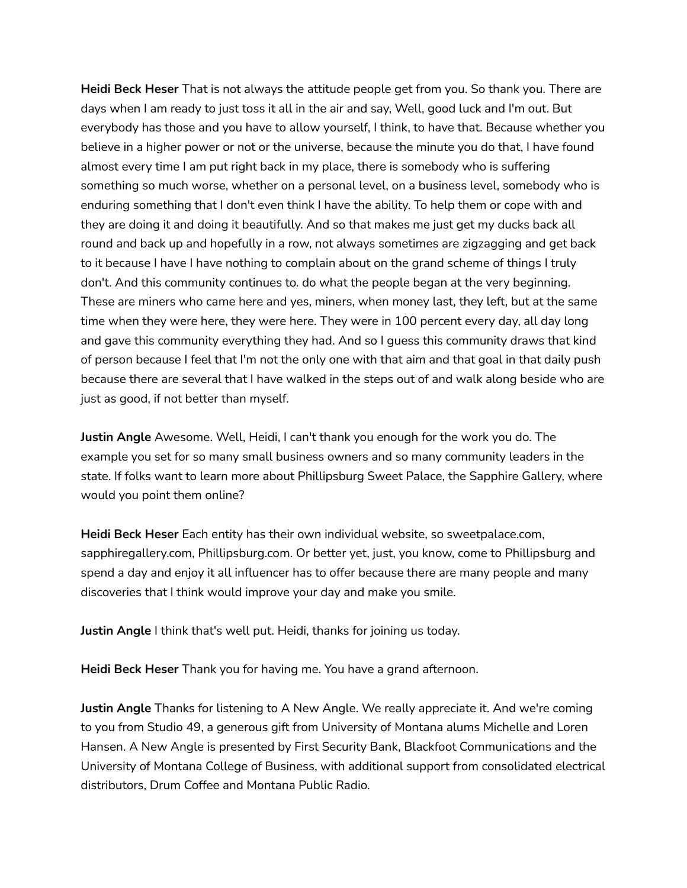**Heidi Beck Heser** That is not always the attitude people get from you. So thank you. There are days when I am ready to just toss it all in the air and say, Well, good luck and I'm out. But everybody has those and you have to allow yourself, I think, to have that. Because whether you believe in a higher power or not or the universe, because the minute you do that, I have found almost every time I am put right back in my place, there is somebody who is suffering something so much worse, whether on a personal level, on a business level, somebody who is enduring something that I don't even think I have the ability. To help them or cope with and they are doing it and doing it beautifully. And so that makes me just get my ducks back all round and back up and hopefully in a row, not always sometimes are zigzagging and get back to it because I have I have nothing to complain about on the grand scheme of things I truly don't. And this community continues to. do what the people began at the very beginning. These are miners who came here and yes, miners, when money last, they left, but at the same time when they were here, they were here. They were in 100 percent every day, all day long and gave this community everything they had. And so I guess this community draws that kind of person because I feel that I'm not the only one with that aim and that goal in that daily push because there are several that I have walked in the steps out of and walk along beside who are just as good, if not better than myself.

**Justin Angle** Awesome. Well, Heidi, I can't thank you enough for the work you do. The example you set for so many small business owners and so many community leaders in the state. If folks want to learn more about Phillipsburg Sweet Palace, the Sapphire Gallery, where would you point them online?

**Heidi Beck Heser** Each entity has their own individual website, so sweetpalace.com, sapphiregallery.com, Phillipsburg.com. Or better yet, just, you know, come to Phillipsburg and spend a day and enjoy it all influencer has to offer because there are many people and many discoveries that I think would improve your day and make you smile.

**Justin Angle** I think that's well put. Heidi, thanks for joining us today.

**Heidi Beck Heser** Thank you for having me. You have a grand afternoon.

**Justin Angle** Thanks for listening to A New Angle. We really appreciate it. And we're coming to you from Studio 49, a generous gift from University of Montana alums Michelle and Loren Hansen. A New Angle is presented by First Security Bank, Blackfoot Communications and the University of Montana College of Business, with additional support from consolidated electrical distributors, Drum Coffee and Montana Public Radio.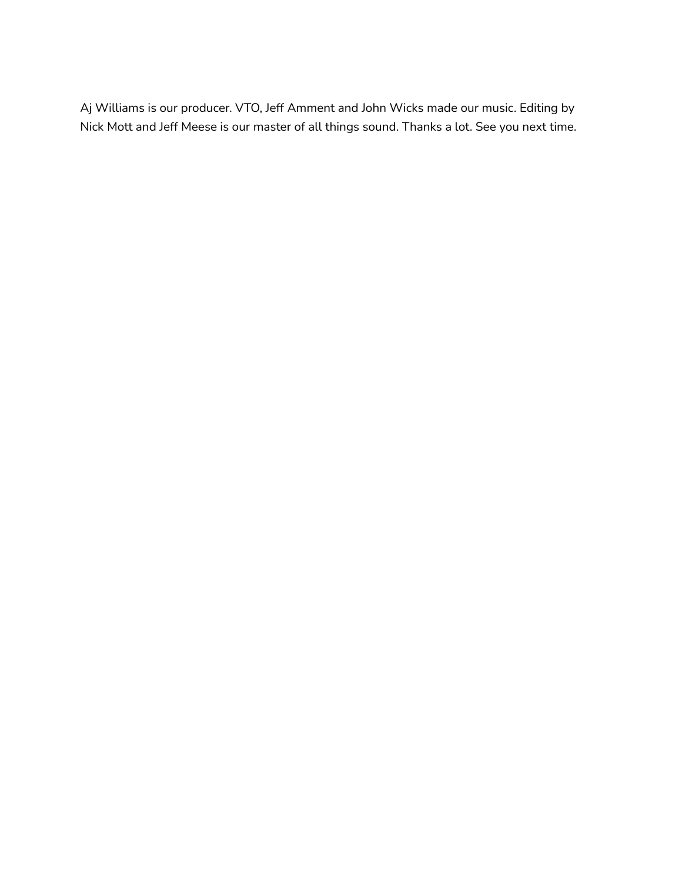Aj Williams is our producer. VTO, Jeff Amment and John Wicks made our music. Editing by Nick Mott and Jeff Meese is our master of all things sound. Thanks a lot. See you next time.